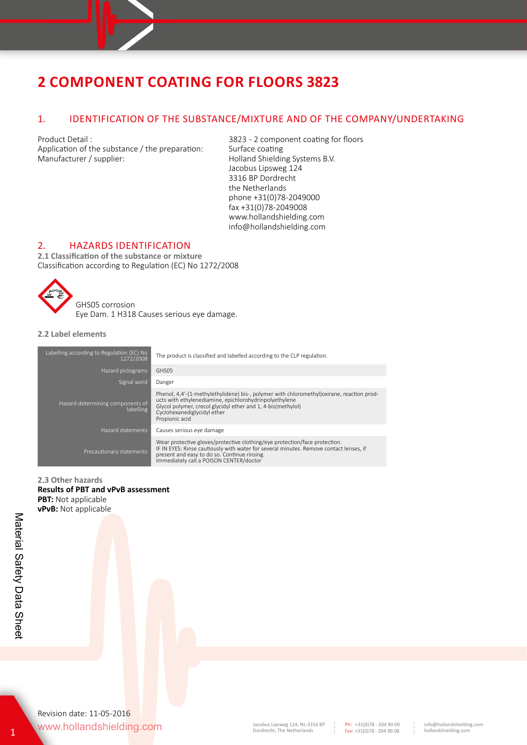# 2 COMPONENT COATING FOR FLOORS 3823

## 1. IDENTIFICATION OF THE SUBSTANCE/MIXTURE AND OF THE COMPANY/UNDERTAKING

Product Detail : 3823 - 2 component coating for floors
Application of the substance / the preparation: Surface coating
Manufacturer / supplier: Holland Shielding Systems B.V.
Jacobus Lipsweg 124
3316 BP Dordrecht
the Netherlands
phone +31(0)78-2049000
fax +31(0)78-2049008
www.hollandshielding.com
info@hollandshielding.com

## 2. HAZARDS IDENTIFICATION

**2.1 Classification of the substance or mixture**

Classification according to Regulation (EC) No 1272/2008

GHS05 corrosion
Eye Dam. 1 H318 Causes serious eye damage.

**2.2 Label elements**

| | |
|---|---|
| Labelling according to Regulation (EC) No 1272/2008 | The product is classified and labelled according to the CLP regulation. |
| Hazard pictograms | GHS05 |
| Signal word | Danger |
| Hazard-determining components of labelling | Phenol, 4,4'-(1-methylethylidene) bis-, polymer with chloromethyl)oxirane, reaction products with ethylenediamine, epichlorohydrinpolyethylene<br>Glycol polymer, crecol glycidyl ether and 1, 4-bis(methylol)<br>Cyclohexanediglycidyl ether<br>Propionic acid |
| Hazard statements | Causes serious eye damage |
| Precautionary statements | Wear protective gloves/protective clothing/eye protection/face protection.<br>IF IN EYES: Rinse cautiously with water for several minutes. Remove contact lenses, if present and easy to do so. Continue rinsing.<br>Immediately call a POISON CENTER/doctor |

**2.3 Other hazards**

**Results of PBT and vPvB assessment**
**PBT:** Not applicable
**vPvB:** Not applicable

Revision date: 11-05-2016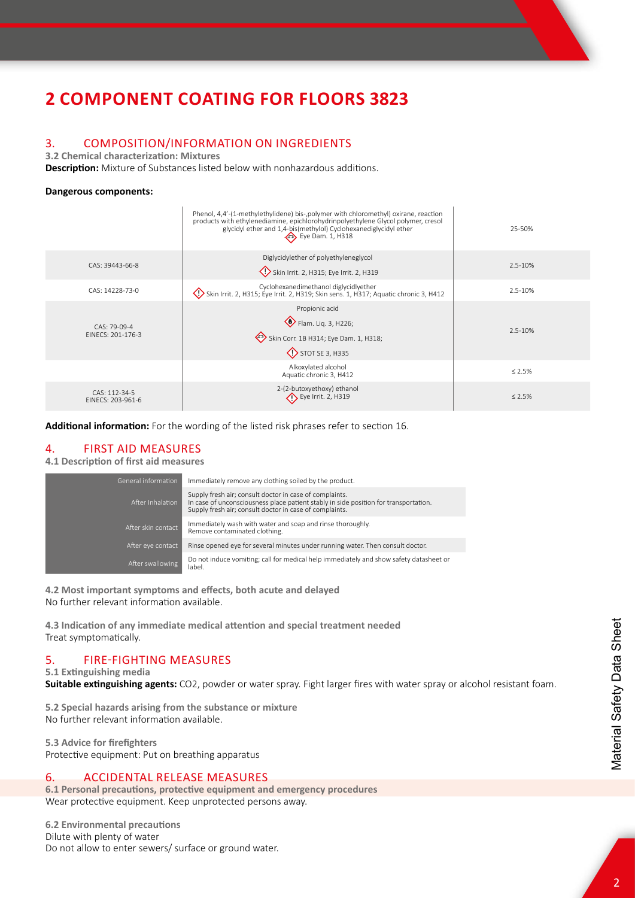# 2 COMPONENT COATING FOR FLOORS 3823

## 3. COMPOSITION/INFORMATION ON INGREDIENTS

**3.2 Chemical characterization: Mixtures**

**Description:** Mixture of Substances listed below with nonhazardous additions.

**Dangerous components:**

| | | |
|---|---|---|
| | Phenol, 4,4'-(1-methylethylidene) bis-,polymer with chloromethyl) oxirane, reaction products with ethylenediamine, epichlorohydrinpolyethylene Glycol polymer, cresol glycidyl ether and 1,4-bis(methylol) Cyclohexanediglycidyl ether<br>Eye Dam. 1, H318 | 25-50% |
| CAS: 39443-66-8 | Diglycidylether of polyethyleneglycol<br>Skin Irrit. 2, H315; Eye Irrit. 2, H319 | 2.5-10% |
| CAS: 14228-73-0 | Cyclohexanedimethanol diglycidlyether<br>Skin Irrit. 2, H315; Eye Irrit. 2, H319; Skin sens. 1, H317; Aquatic chronic 3, H412 | 2.5-10% |
| CAS: 79-09-4<br>EINECS: 201-176-3 | Propionic acid<br>Flam. Liq. 3, H226;<br>Skin Corr. 1B H314; Eye Dam. 1, H318;<br>STOT SE 3, H335 | 2.5-10% |
| | Alkoxylated alcohol<br>Aquatic chronic 3, H412 | ≤ 2.5% |
| CAS: 112-34-5<br>EINECS: 203-961-6 | 2-(2-butoxyethoxy) ethanol<br>Eye Irrit. 2, H319 | ≤ 2.5% |

**Additional information:** For the wording of the listed risk phrases refer to section 16.

## 4. FIRST AID MEASURES

**4.1 Description of first aid measures**

| | |
|---|---|
| General information | Immediately remove any clothing soiled by the product. |
| After Inhalation | Supply fresh air; consult doctor in case of complaints.<br>In case of unconsciousness place patient stably in side position for transportation.<br>Supply fresh air; consult doctor in case of complaints. |
| After skin contact | Immediately wash with water and soap and rinse thoroughly.<br>Remove contaminated clothing. |
| After eye contact | Rinse opened eye for several minutes under running water. Then consult doctor. |
| After swallowing | Do not induce vomiting; call for medical help immediately and show safety datasheet or label. |

**4.2 Most important symptoms and effects, both acute and delayed**

No further relevant information available.

**4.3 Indication of any immediate medical attention and special treatment needed**

Treat symptomatically.

## 5. FIRE-FIGHTING MEASURES

**5.1 Extinguishing media**

**Suitable extinguishing agents:** $CO_2$, powder or water spray. Fight larger fires with water spray or alcohol resistant foam.

**5.2 Special hazards arising from the substance or mixture**

No further relevant information available.

**5.3 Advice for firefighters**

Protective equipment: Put on breathing apparatus

## 6. ACCIDENTAL RELEASE MEASURES

**6.1 Personal precautions, protective equipment and emergency procedures**

Wear protective equipment. Keep unprotected persons away.

**6.2 Environmental precautions**

Dilute with plenty of water

Do not allow to enter sewers/ surface or ground water.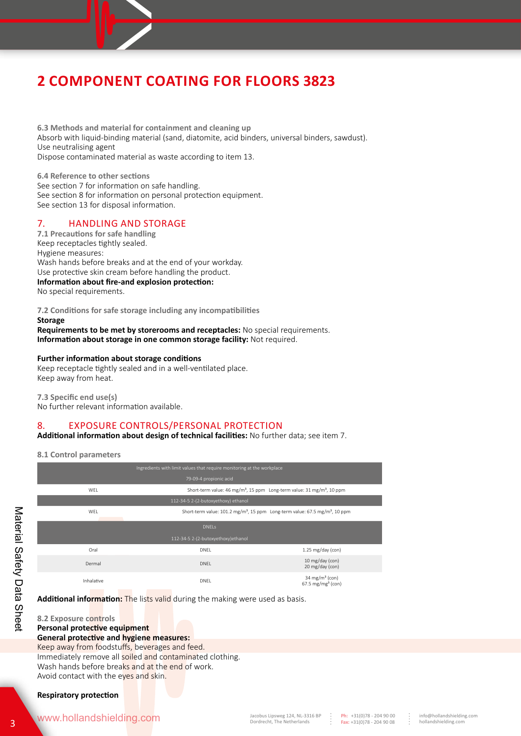# 2 COMPONENT COATING FOR FLOORS 3823

**6.3 Methods and material for containment and cleaning up**

Absorb with liquid-binding material (sand, diatomite, acid binders, universal binders, sawdust).
Use neutralising agent
Dispose contaminated material as waste according to item 13.

**6.4 Reference to other sections**

See section 7 for information on safe handling.
See section 8 for information on personal protection equipment.
See section 13 for disposal information.

## 7. HANDLING AND STORAGE

**7.1 Precautions for safe handling**

Keep receptacles tightly sealed.
Hygiene measures:
Wash hands before breaks and at the end of your workday.
Use protective skin cream before handling the product.
**Information about fire-and explosion protection:**
No special requirements.

**7.2 Conditions for safe storage including any incompatibilities**

**Storage**
**Requirements to be met by storerooms and receptacles:** No special requirements.
**Information about storage in one common storage facility:** Not required.

**Further information about storage conditions**
Keep receptacle tightly sealed and in a well-ventilated place.
Keep away from heat.

**7.3 Specific end use(s)**

No further relevant information available.

## 8. EXPOSURE CONTROLS/PERSONAL PROTECTION

**Additional information about design of technical facilities:** No further data; see item 7.

**8.1 Control parameters**

| Ingredients with limit values that require monitoring at the workplace | | |
|---|---|---|
| 79-09-4 propionic acid | | |
| WEL | Short-term value: 46 mg/m³, 15 ppm Long-term value: 31 mg/m³, 10 ppm | |
| 112-34-5 2-(2-butoxyethoxy) ethanol | | |
| WEL | Short-term value: 101.2 mg/m³, 15 ppm Long-term value: 67.5 mg/m³, 10 ppm | |
| DNELs | | |
| 112-34-5 2-(2-butoxyethoxy)ethanol | | |
| Oral | DNEL | 1.25 mg/day (con) |
| Dermal | DNEL | 10 mg/day (con)<br>20 mg/day (con) |
| Inhalative | DNEL | 34 mg/m³ (con)<br>67.5 mg/mg³ (con) |

**Additional information:** The lists valid during the making were used as basis.

**8.2 Exposure controls**

**Personal protective equipment**
**General protective and hygiene measures:**
Keep away from foodstuffs, beverages and feed.
Immediately remove all soiled and contaminated clothing.
Wash hands before breaks and at the end of work.
Avoid contact with the eyes and skin.

**Respiratory protection**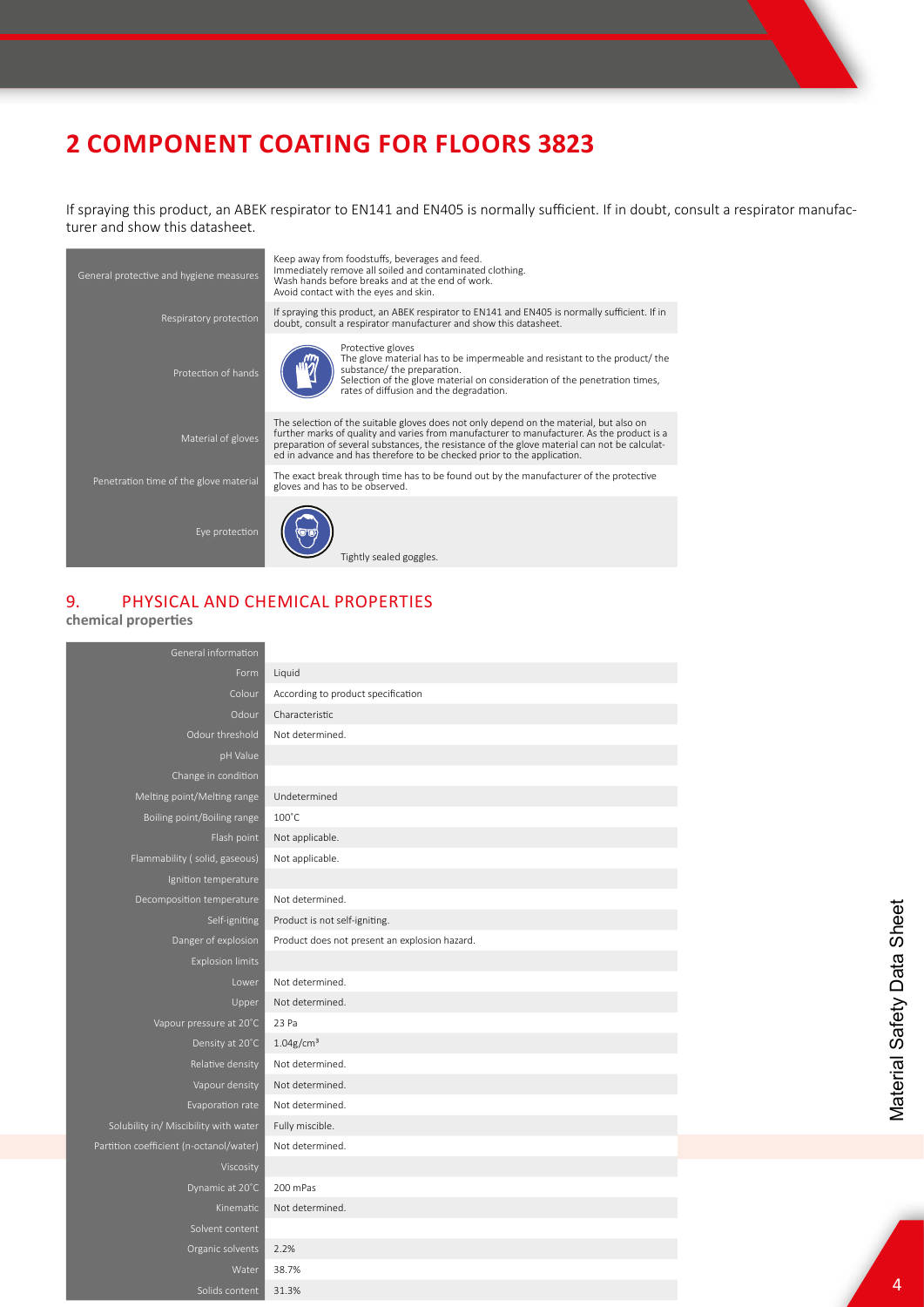# 2 COMPONENT COATING FOR FLOORS 3823

If spraying this product, an ABEK respirator to EN141 and EN405 is normally sufficient. If in doubt, consult a respirator manufacturer and show this datasheet.

| | |
|---|---|
| General protective and hygiene measures | Keep away from foodstuffs, beverages and feed. Immediately remove all soiled and contaminated clothing. Wash hands before breaks and at the end of work. Avoid contact with the eyes and skin. |
| Respiratory protection | If spraying this product, an ABEK respirator to EN141 and EN405 is normally sufficient. If in doubt, consult a respirator manufacturer and show this datasheet. |
| Protection of hands | Protective gloves<br>The glove material has to be impermeable and resistant to the product/ the substance/ the preparation.<br>Selection of the glove material on consideration of the penetration times, rates of diffusion and the degradation. |
| Material of gloves | The selection of the suitable gloves does not only depend on the material, but also on further marks of quality and varies from manufacturer to manufacturer. As the product is a preparation of several substances, the resistance of the glove material can not be calculated in advance and has therefore to be checked prior to the application. |
| Penetration time of the glove material | The exact break through time has to be found out by the manufacturer of the protective gloves and has to be observed. |
| Eye protection | Tightly sealed goggles. |

## 9. PHYSICAL AND CHEMICAL PROPERTIES

**chemical properties**

| | |
|---|---|
| General information | |
| Form | Liquid |
| Colour | According to product specification |
| Odour | Characteristic |
| Odour threshold | Not determined. |
| pH Value | |
| Change in condition | |
| Melting point/Melting range | Undetermined |
| Boiling point/Boiling range | 100˚C |
| Flash point | Not applicable. |
| Flammability ( solid, gaseous) | Not applicable. |
| Ignition temperature | |
| Decomposition temperature | Not determined. |
| Self-igniting | Product is not self-igniting. |
| Danger of explosion | Product does not present an explosion hazard. |
| Explosion limits | |
| Lower | Not determined. |
| Upper | Not determined. |
| Vapour pressure at 20˚C | 23 Pa |
| Density at 20˚C | 1.04g/cm³ |
| Relative density | Not determined. |
| Vapour density | Not determined. |
| Evaporation rate | Not determined. |
| Solubility in/ Miscibility with water | Fully miscible. |
| Partition coefficient (n-octanol/water) | Not determined. |
| Viscosity | |
| Dynamic at 20˚C | 200 mPas |
| Kinematic | Not determined. |
| Solvent content | |
| Organic solvents | 2.2% |
| Water | 38.7% |
| Solids content | 31.3% |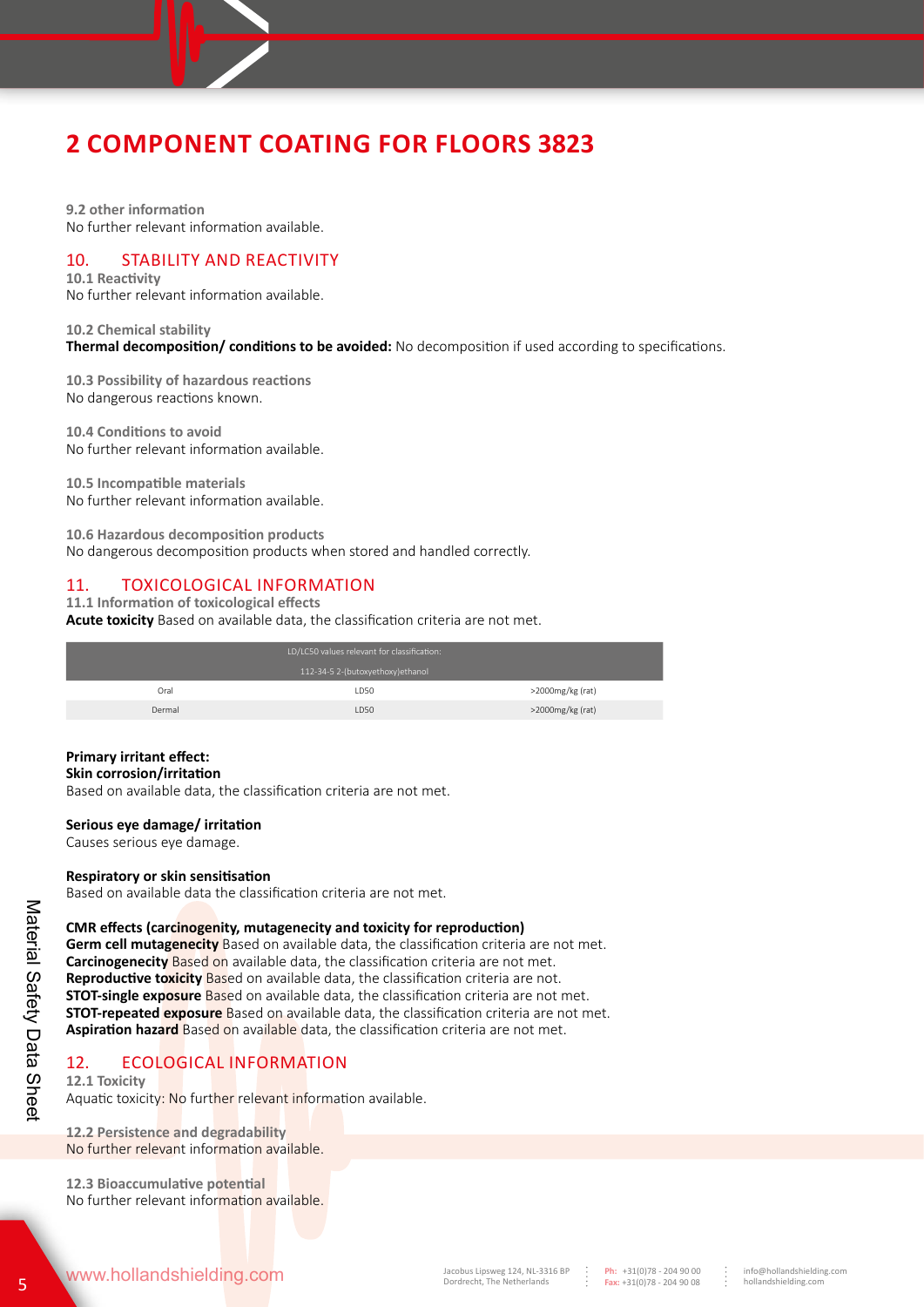# 2 COMPONENT COATING FOR FLOORS 3823

**9.2 other information**
No further relevant information available.

## 10. STABILITY AND REACTIVITY

**10.1 Reactivity**
No further relevant information available.

**10.2 Chemical stability**
**Thermal decomposition/ conditions to be avoided:** No decomposition if used according to specifications.

**10.3 Possibility of hazardous reactions**
No dangerous reactions known.

**10.4 Conditions to avoid**
No further relevant information available.

**10.5 Incompatible materials**
No further relevant information available.

**10.6 Hazardous decomposition products**
No dangerous decomposition products when stored and handled correctly.

## 11. TOXICOLOGICAL INFORMATION

**11.1 Information of toxicological effects**
**Acute toxicity** Based on available data, the classification criteria are not met.

| LD/LC50 values relevant for classification: | | |
|---|---|---|
| 112-34-5 2-(butoxyethoxy)ethanol | | |
| Oral | LD50 | >2000mg/kg (rat) |
| Dermal | LD50 | >2000mg/kg (rat) |

**Primary irritant effect:**
**Skin corrosion/irritation**
Based on available data, the classification criteria are not met.

**Serious eye damage/ irritation**
Causes serious eye damage.

**Respiratory or skin sensitisation**
Based on available data the classification criteria are not met.

**CMR effects (carcinogenity, mutagenecity and toxicity for reproduction)**
**Germ cell mutagenecity** Based on available data, the classification criteria are not met.
**Carcinogenecity** Based on available data, the classification criteria are not met.
**Reproductive toxicity** Based on available data, the classification criteria are not.
**STOT-single exposure** Based on available data, the classification criteria are not met.
**STOT-repeated exposure** Based on available data, the classification criteria are not met.
**Aspiration hazard** Based on available data, the classification criteria are not met.

## 12. ECOLOGICAL INFORMATION

**12.1 Toxicity**
Aquatic toxicity: No further relevant information available.

**12.2 Persistence and degradability**
No further relevant information available.

**12.3 Bioaccumulative potential**
No further relevant information available.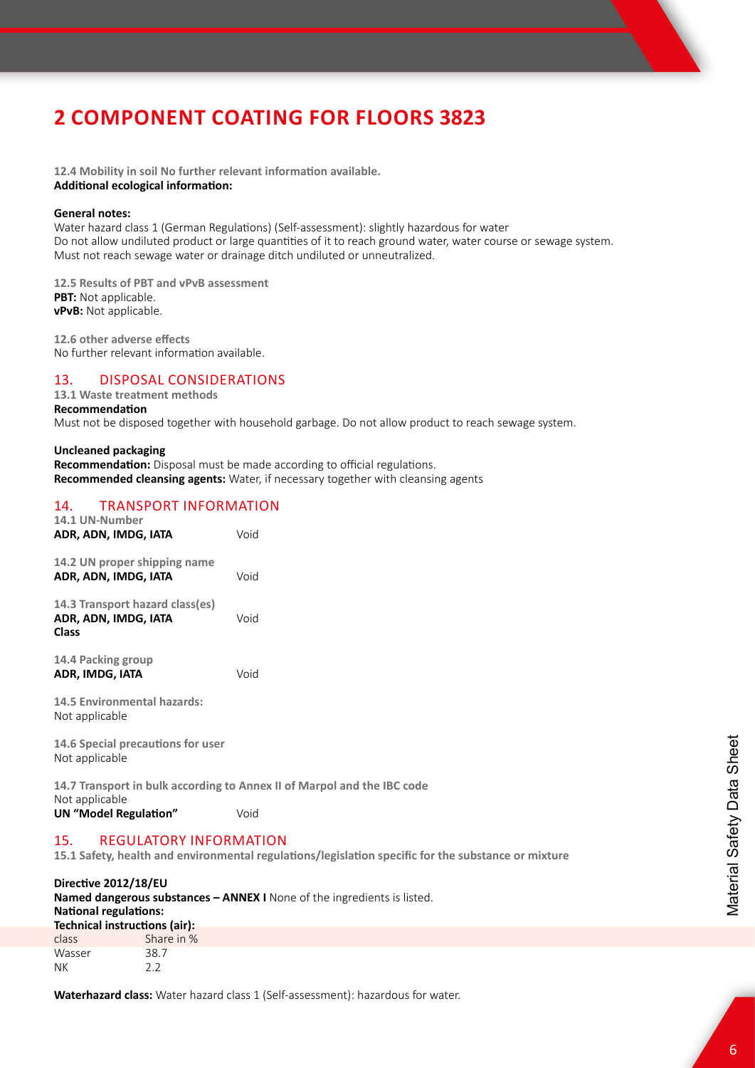# 2 COMPONENT COATING FOR FLOORS 3823

**12.4 Mobility in soil** No further relevant information available.
**Additional ecological information:**

**General notes:**
Water hazard class 1 (German Regulations) (Self-assessment): slightly hazardous for water
Do not allow undiluted product or large quantities of it to reach ground water, water course or sewage system.
Must not reach sewage water or drainage ditch undiluted or unneutralized.

**12.5 Results of PBT and vPvB assessment**
**PBT:** Not applicable.
**vPvB:** Not applicable.

**12.6 other adverse effects**
No further relevant information available.

## 13. DISPOSAL CONSIDERATIONS

**13.1 Waste treatment methods**
**Recommendation**
Must not be disposed together with household garbage. Do not allow product to reach sewage system.

**Uncleaned packaging**
**Recommendation:** Disposal must be made according to official regulations.
**Recommended cleansing agents:** Water, if necessary together with cleansing agents

## 14. TRANSPORT INFORMATION

**14.1 UN-Number**
**ADR, ADN, IMDG, IATA** Void

**14.2 UN proper shipping name**
**ADR, ADN, IMDG, IATA** Void

**14.3 Transport hazard class(es)**
**ADR, ADN, IMDG, IATA** Void
**Class**

**14.4 Packing group**
**ADR, IMDG, IATA** Void

**14.5 Environmental hazards:**
Not applicable

**14.6 Special precautions for user**
Not applicable

**14.7 Transport in bulk according to Annex II of Marpol and the IBC code**
Not applicable
**UN "Model Regulation"** Void

## 15. REGULATORY INFORMATION

**15.1 Safety, health and environmental regulations/legislation specific for the substance or mixture**

**Directive 2012/18/EU**
**Named dangerous substances – ANNEX I** None of the ingredients is listed.
**National regulations:**
**Technical instructions (air):**

| class | Share in % |
|---|---|
| Wasser | 38.7 |
| NK | 2.2 |

**Waterhazard class:** Water hazard class 1 (Self-assessment): hazardous for water.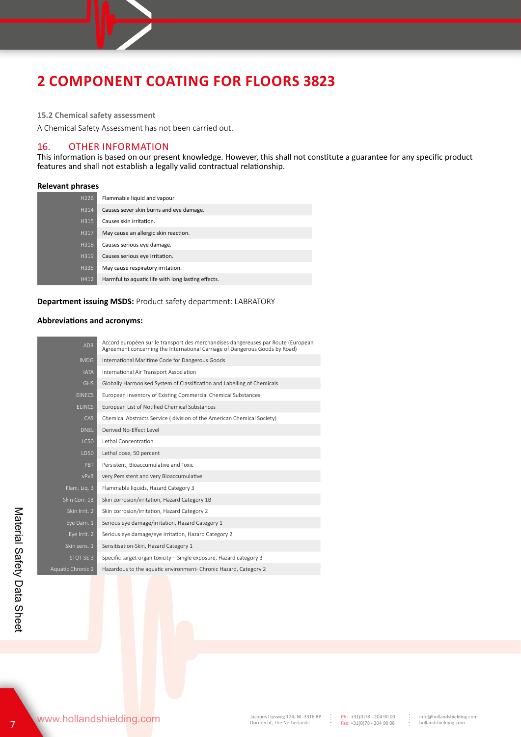# 2 COMPONENT COATING FOR FLOORS 3823

### 15.2 Chemical safety assessment

A Chemical Safety Assessment has not been carried out.

## 16. OTHER INFORMATION

This information is based on our present knowledge. However, this shall not constitute a guarantee for any specific product features and shall not establish a legally valid contractual relationship.

**Relevant phrases**

| | |
|---|---|
| H226 | Flammable liquid and vapour |
| H314 | Causes sever skin burns and eye damage. |
| H315 | Causes skin irritation. |
| H317 | May cause an allergic skin reaction. |
| H318 | Causes serious eye damage. |
| H319 | Causes serious eye irritation. |
| H335 | May cause respiratory irritation. |
| H412 | Harmful to aquatic life with long lasting effects. |

**Department issuing MSDS:** Product safety department: LABRATORY

**Abbreviations and acronyms:**

| | |
|---|---|
| ADR | Accord européen sur le transport des merchandises dangereuses par Route (European Agreement concerning the International Carriage of Dangerous Goods by Road) |
| IMDG | International Maritime Code for Dangerous Goods |
| IATA | International Air Transport Association |
| GHS | Globally Harmonised System of Classification and Labelling of Chemicals |
| EINECS | European Inventory of Existing Commercial Chemical Substances |
| ELINCS | European List of Notified Chemical Substances |
| CAS | Chemical Abstracts Service ( division of the American Chemical Society) |
| DNEL | Derived No-Effect Level |
| LC50 | Lethal Concentration |
| LD50 | Lethal dose, 50 percent |
| PBT | Persistent, Bioaccumulative and Toxic |
| vPvB | very Persistent and very Bioaccumulative |
| Flam. Liq. 3 | Flammable liquids, Hazard Category 3 |
| Skin Corr. 1B | Skin corrosion/irritation, Hazard Category 1B |
| Skin Irrit. 2 | Skin corrosion/irritation, Hazard Category 2 |
| Eye Dam. 1 | Serious eye damage/irritation, Hazard Category 1 |
| Eye Irrit. 2 | Serious eye damage/eye irritation, Hazard Category 2 |
| Skin sens. 1 | Sensitisation-Skin, Hazard Category 1 |
| STOT SE 3 | Specific target organ toxicity – Single exposure, Hazard category 3 |
| Aquatic Chronic 2 | Hazardous to the aquatic environment- Chronic Hazard, Category 2 |